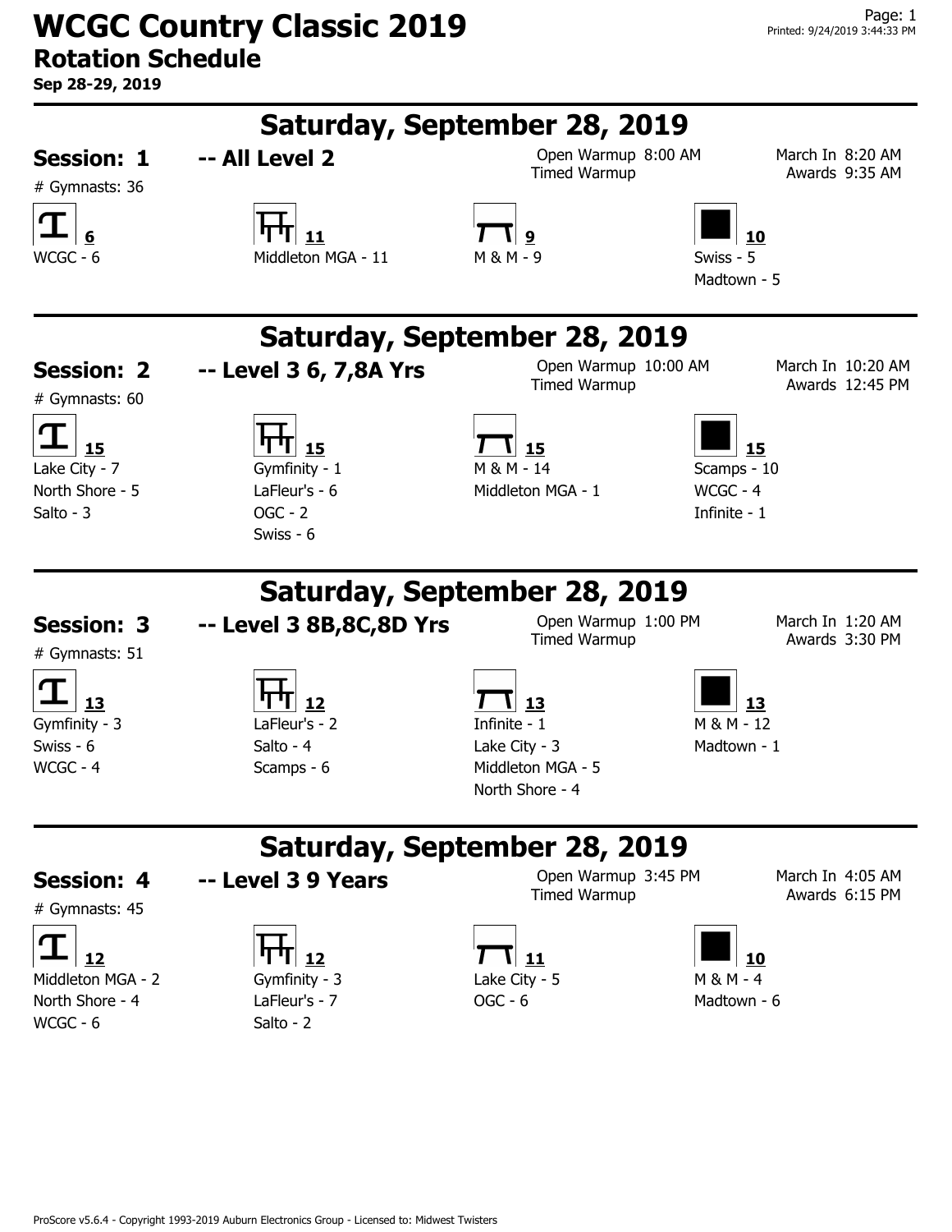# WCGC Country Classic 2019

## Rotation Schedule

**Sep 28-29, 2019**

Printed: 9/24/2019 3:44:33 PM

---

## Saturday, September 28, 2019

### Session: 1 -- All Level 2

\# Gymnasts: 36

Open Warmup 8:00 AM
Timed Warmup

March In 8:20 AM
Awards 9:35 AM

| Vault (6) | Bars (11) | Beam (9) | Floor (10) |
|---|---|---|---|
| WCGC - 6 | Middleton MGA - 11 | M & M - 9 | Swiss - 5 |
| | | | Madtown - 5 |

---

## Saturday, September 28, 2019

### Session: 2 -- Level 3 6, 7,8A Yrs

\# Gymnasts: 60

Open Warmup 10:00 AM
Timed Warmup

March In 10:20 AM
Awards 12:45 PM

| Vault (15) | Bars (15) | Beam (15) | Floor (15) |
|---|---|---|---|
| Lake City - 7 | Gymfinity - 1 | M & M - 14 | Scamps - 10 |
| North Shore - 5 | LaFleur's - 6 | Middleton MGA - 1 | WCGC - 4 |
| Salto - 3 | OGC - 2 | | Infinite - 1 |
| | Swiss - 6 | | |

---

## Saturday, September 28, 2019

### Session: 3 -- Level 3 8B,8C,8D Yrs

\# Gymnasts: 51

Open Warmup 1:00 PM
Timed Warmup

March In 1:20 AM
Awards 3:30 PM

| Vault (13) | Bars (12) | Beam (13) | Floor (13) |
|---|---|---|---|
| Gymfinity - 3 | LaFleur's - 2 | Infinite - 1 | M & M - 12 |
| Swiss - 6 | Salto - 4 | Lake City - 3 | Madtown - 1 |
| WCGC - 4 | Scamps - 6 | Middleton MGA - 5 | |
| | | North Shore - 4 | |

---

## Saturday, September 28, 2019

### Session: 4 -- Level 3 9 Years

\# Gymnasts: 45

Open Warmup 3:45 PM
Timed Warmup

March In 4:05 AM
Awards 6:15 PM

| Vault (12) | Bars (12) | Beam (11) | Floor (10) |
|---|---|---|---|
| Middleton MGA - 2 | Gymfinity - 3 | Lake City - 5 | M & M - 4 |
| North Shore - 4 | LaFleur's - 7 | OGC - 6 | Madtown - 6 |
| WCGC - 6 | Salto - 2 | | |

ProScore v5.6.4 - Copyright 1993-2019 Auburn Electronics Group - Licensed to: Midwest Twisters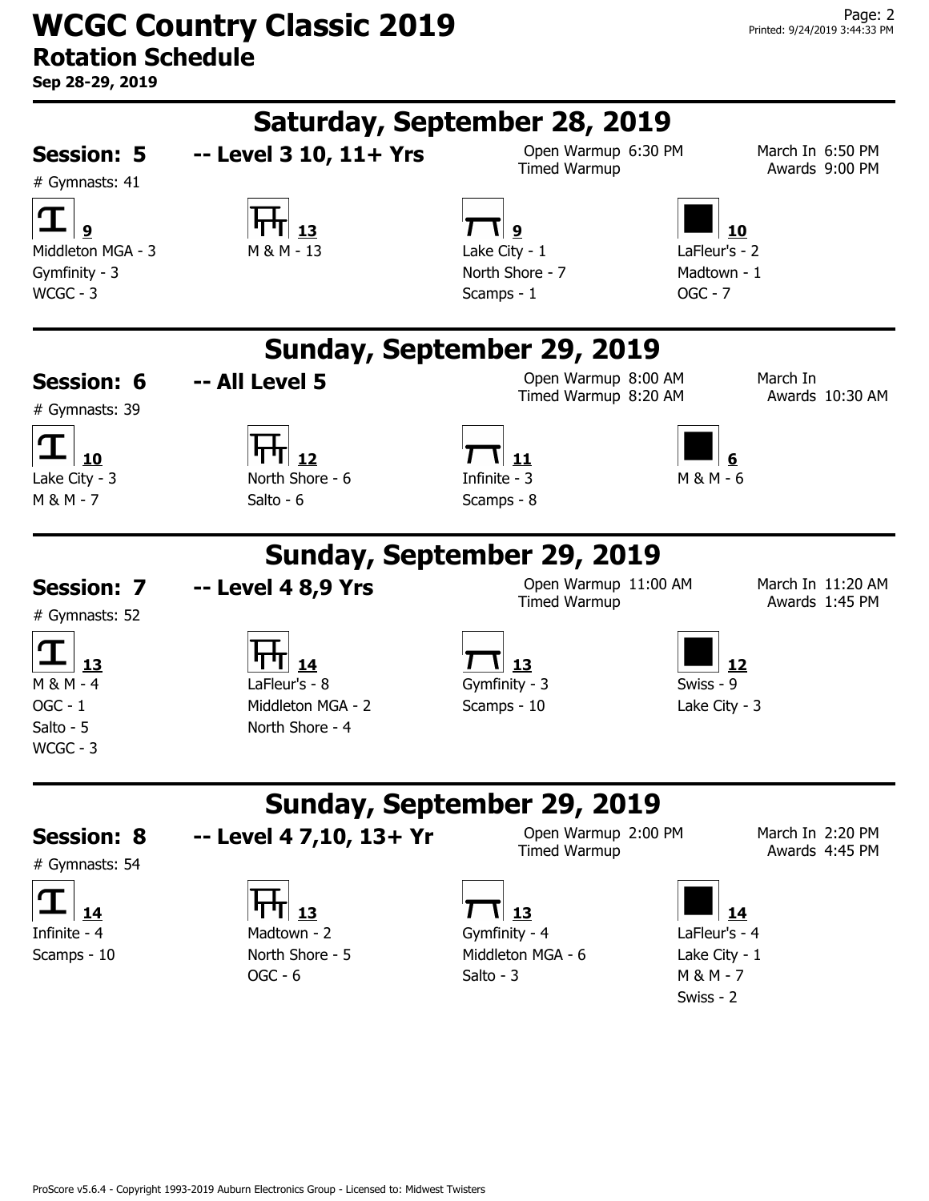# WCGC Country Classic 2019

## Rotation Schedule

**Sep 28-29, 2019**

## Saturday, September 28, 2019

### Session: 5 -- Level 3 10, 11+ Yrs

# Gymnasts: 41

Open Warmup 6:30 PM
Timed Warmup

March In 6:50 PM
Awards 9:00 PM

| Vault (9) | Bars (13) | Beam (9) | Floor (10) |
|---|---|---|---|
| Middleton MGA - 3 | M & M - 13 | Lake City - 1 | LaFleur's - 2 |
| Gymfinity - 3 | | North Shore - 7 | Madtown - 1 |
| WCGC - 3 | | Scamps - 1 | OGC - 7 |

## Sunday, September 29, 2019

### Session: 6 -- All Level 5

# Gymnasts: 39

Open Warmup 8:00 AM
Timed Warmup 8:20 AM

March In
Awards 10:30 AM

| Vault (10) | Bars (12) | Beam (11) | Floor (6) |
|---|---|---|---|
| Lake City - 3 | North Shore - 6 | Infinite - 3 | M & M - 6 |
| M & M - 7 | Salto - 6 | Scamps - 8 | |

## Sunday, September 29, 2019

### Session: 7 -- Level 4 8,9 Yrs

# Gymnasts: 52

Open Warmup 11:00 AM
Timed Warmup

March In 11:20 AM
Awards 1:45 PM

| Vault (13) | Bars (14) | Beam (13) | Floor (12) |
|---|---|---|---|
| M & M - 4 | LaFleur's - 8 | Gymfinity - 3 | Swiss - 9 |
| OGC - 1 | Middleton MGA - 2 | Scamps - 10 | Lake City - 3 |
| Salto - 5 | North Shore - 4 | | |
| WCGC - 3 | | | |

## Sunday, September 29, 2019

### Session: 8 -- Level 4 7,10, 13+ Yr

# Gymnasts: 54

Open Warmup 2:00 PM
Timed Warmup

March In 2:20 PM
Awards 4:45 PM

| Vault (14) | Bars (13) | Beam (13) | Floor (14) |
|---|---|---|---|
| Infinite - 4 | Madtown - 2 | Gymfinity - 4 | LaFleur's - 4 |
| Scamps - 10 | North Shore - 5 | Middleton MGA - 6 | Lake City - 1 |
| | OGC - 6 | Salto - 3 | M & M - 7 |
| | | | Swiss - 2 |

ProScore v5.6.4 - Copyright 1993-2019 Auburn Electronics Group - Licensed to: Midwest Twisters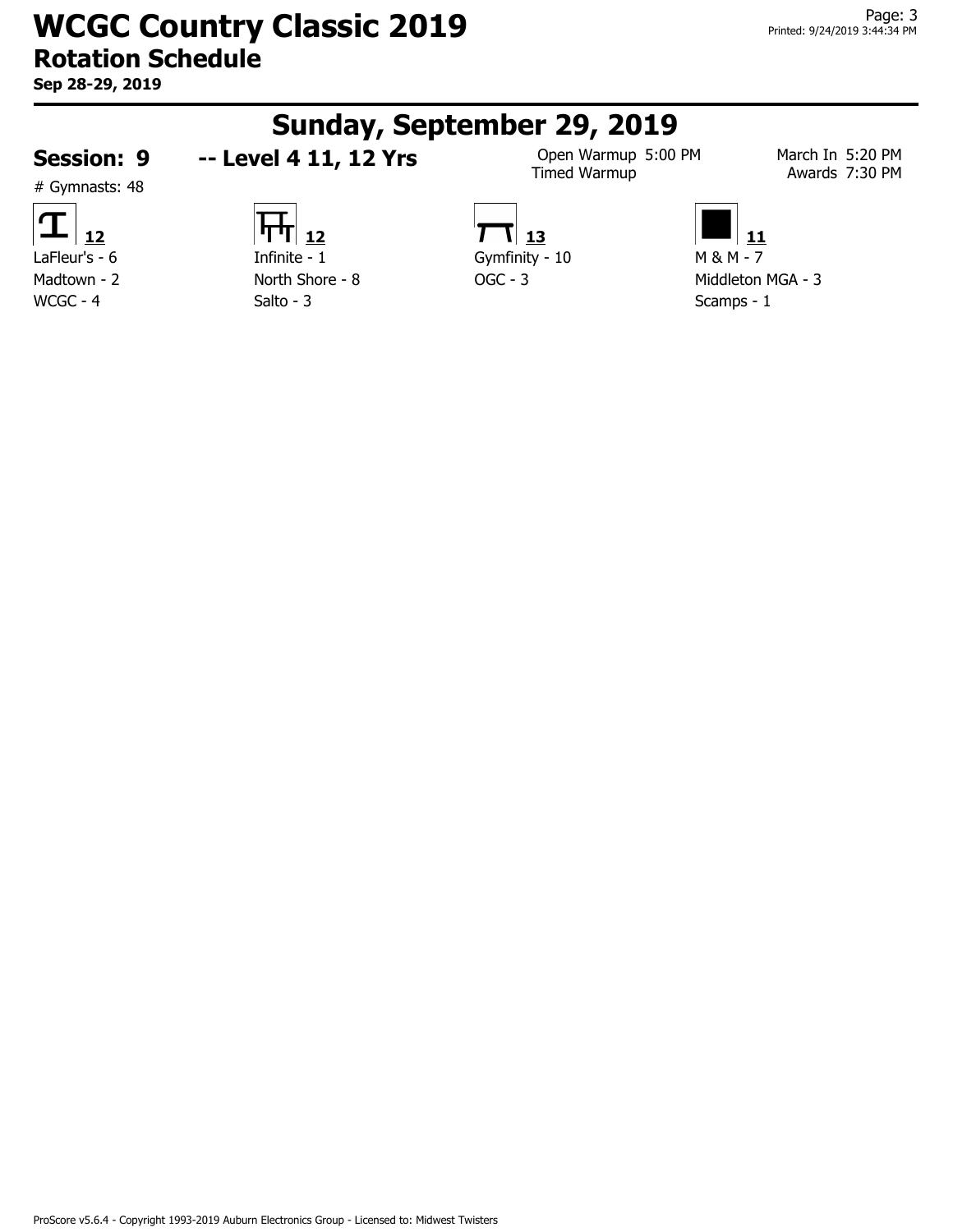# WCGC Country Classic 2019

## Rotation Schedule

**Sep 28-29, 2019**

## Sunday, September 29, 2019

**Session: 9** -- **Level 4 11, 12 Yrs**

# Gymnasts: 48

Open Warmup 5:00 PM
Timed Warmup

March In 5:20 PM
Awards 7:30 PM

| **12** | **12** | **13** | **11** |
|---|---|---|---|
| LaFleur's - 6 | Infinite - 1 | Gymfinity - 10 | M & M - 7 |
| Madtown - 2 | North Shore - 8 | OGC - 3 | Middleton MGA - 3 |
| WCGC - 4 | Salto - 3 | | Scamps - 1 |

ProScore v5.6.4 - Copyright 1993-2019 Auburn Electronics Group - Licensed to: Midwest Twisters